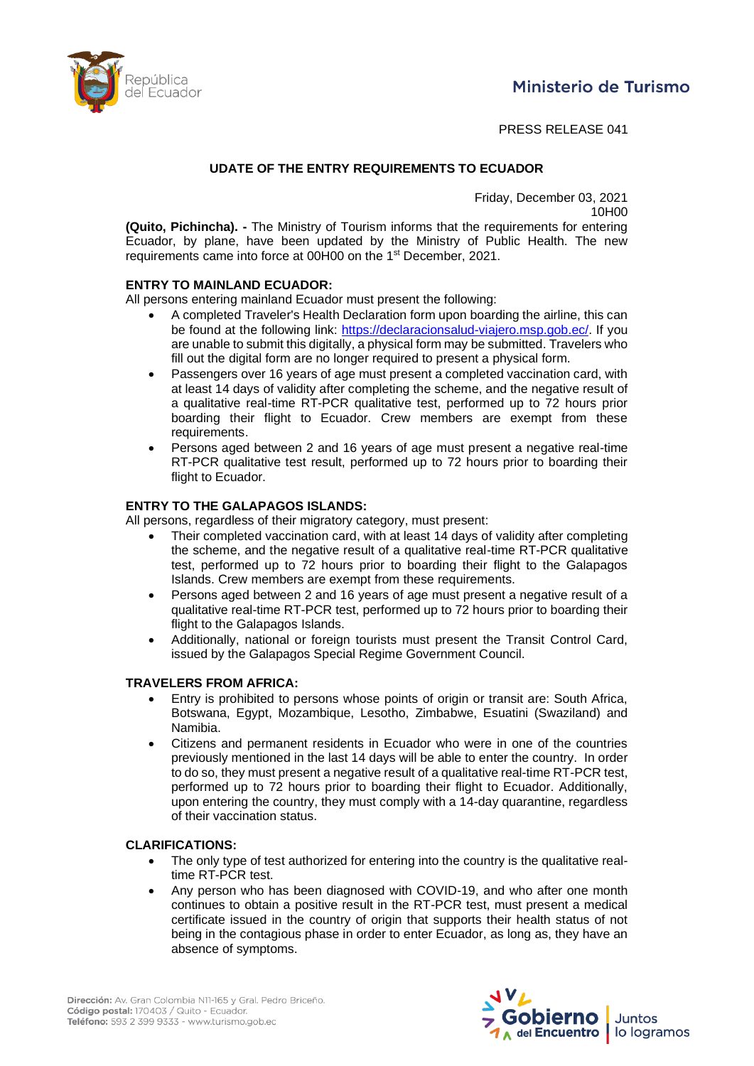República del Ecuador

Ministerio de Turismo

PRESS RELEASE 041

# UDATE OF THE ENTRY REQUIREMENTS TO ECUADOR

Friday, December 03, 2021
10H00

**(Quito, Pichincha). -** The Ministry of Tourism informs that the requirements for entering Ecuador, by plane, have been updated by the Ministry of Public Health. The new requirements came into force at 00H00 on the 1st December, 2021.

## ENTRY TO MAINLAND ECUADOR:

All persons entering mainland Ecuador must present the following:

- A completed Traveler's Health Declaration form upon boarding the airline, this can be found at the following link: https://declaracionsalud-viajero.msp.gob.ec/. If you are unable to submit this digitally, a physical form may be submitted. Travelers who fill out the digital form are no longer required to present a physical form.
- Passengers over 16 years of age must present a completed vaccination card, with at least 14 days of validity after completing the scheme, and the negative result of a qualitative real-time RT-PCR qualitative test, performed up to 72 hours prior boarding their flight to Ecuador. Crew members are exempt from these requirements.
- Persons aged between 2 and 16 years of age must present a negative real-time RT-PCR qualitative test result, performed up to 72 hours prior to boarding their flight to Ecuador.

## ENTRY TO THE GALAPAGOS ISLANDS:

All persons, regardless of their migratory category, must present:

- Their completed vaccination card, with at least 14 days of validity after completing the scheme, and the negative result of a qualitative real-time RT-PCR qualitative test, performed up to 72 hours prior to boarding their flight to the Galapagos Islands. Crew members are exempt from these requirements.
- Persons aged between 2 and 16 years of age must present a negative result of a qualitative real-time RT-PCR test, performed up to 72 hours prior to boarding their flight to the Galapagos Islands.
- Additionally, national or foreign tourists must present the Transit Control Card, issued by the Galapagos Special Regime Government Council.

## TRAVELERS FROM AFRICA:

- Entry is prohibited to persons whose points of origin or transit are: South Africa, Botswana, Egypt, Mozambique, Lesotho, Zimbabwe, Esuatini (Swaziland) and Namibia.
- Citizens and permanent residents in Ecuador who were in one of the countries previously mentioned in the last 14 days will be able to enter the country. In order to do so, they must present a negative result of a qualitative real-time RT-PCR test, performed up to 72 hours prior to boarding their flight to Ecuador. Additionally, upon entering the country, they must comply with a 14-day quarantine, regardless of their vaccination status.

## CLARIFICATIONS:

- The only type of test authorized for entering into the country is the qualitative real-time RT-PCR test.
- Any person who has been diagnosed with COVID-19, and who after one month continues to obtain a positive result in the RT-PCR test, must present a medical certificate issued in the country of origin that supports their health status of not being in the contagious phase in order to enter Ecuador, as long as, they have an absence of symptoms.

**Dirección:** Av. Gran Colombia N11-165 y Gral. Pedro Briceño.
**Código postal:** 170403 / Quito - Ecuador.
**Teléfono:** 593 2 399 9333 - www.turismo.gob.ec

Gobierno del Encuentro | Juntos lo logramos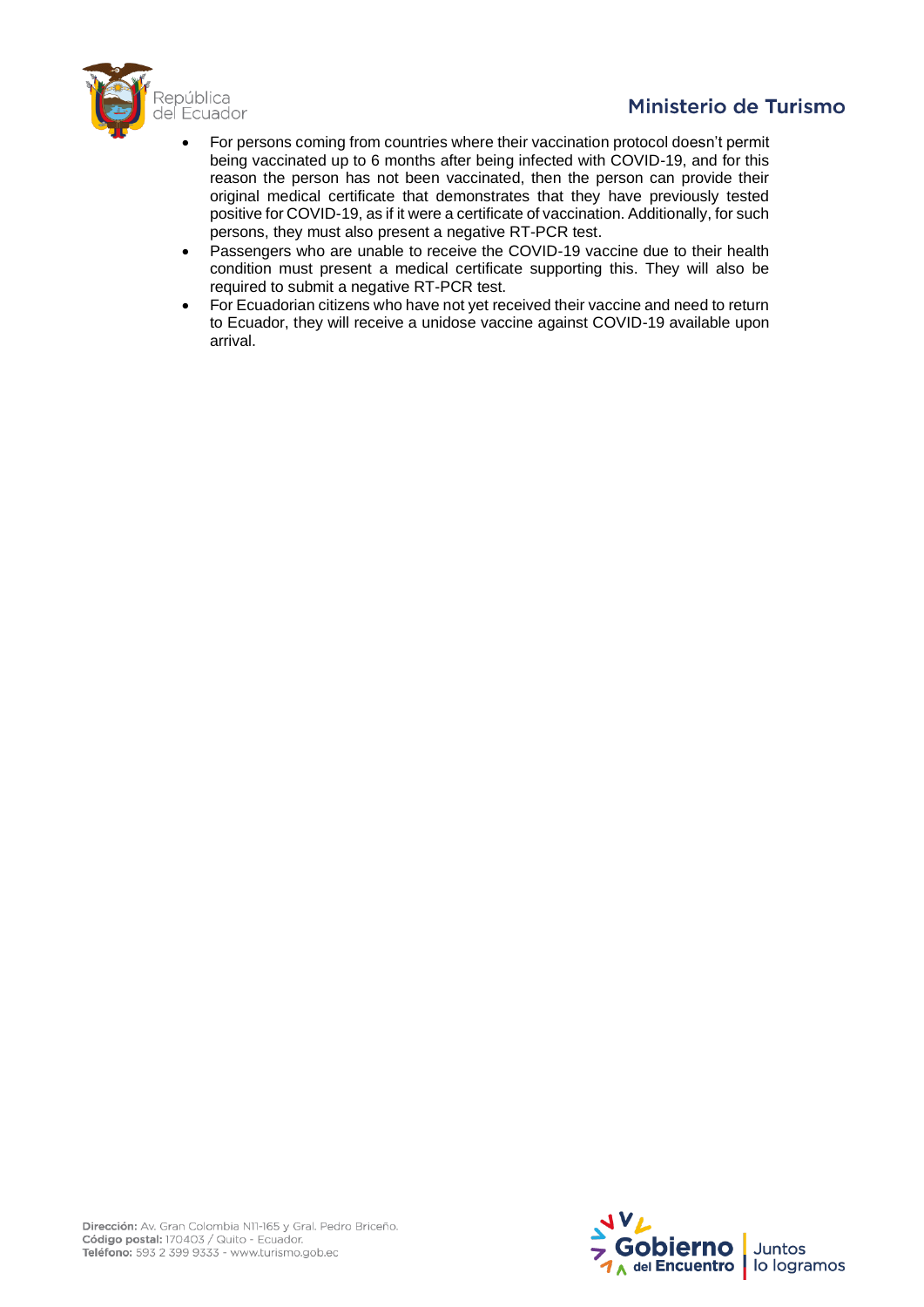- For persons coming from countries where their vaccination protocol doesn't permit being vaccinated up to 6 months after being infected with COVID-19, and for this reason the person has not been vaccinated, then the person can provide their original medical certificate that demonstrates that they have previously tested positive for COVID-19, as if it were a certificate of vaccination. Additionally, for such persons, they must also present a negative RT-PCR test.
- Passengers who are unable to receive the COVID-19 vaccine due to their health condition must present a medical certificate supporting this. They will also be required to submit a negative RT-PCR test.
- For Ecuadorian citizens who have not yet received their vaccine and need to return to Ecuador, they will receive a unidose vaccine against COVID-19 available upon arrival.